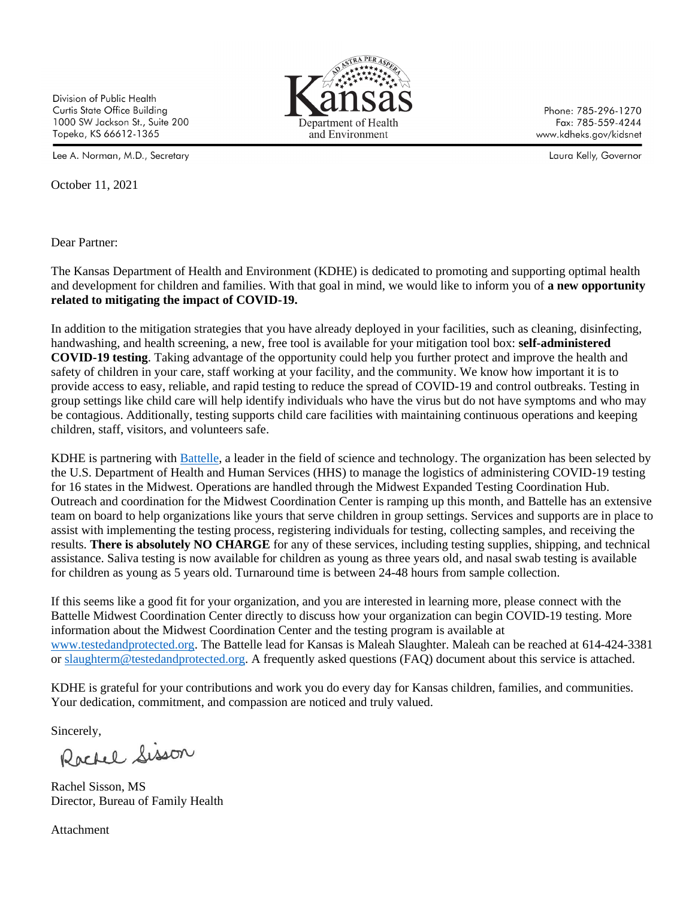Division of Public Health
Curtis State Office Building
1000 SW Jackson St., Suite 200
Topeka, KS 66612-1365

Kansas Department of Health and Environment

Phone: 785-296-1270
Fax: 785-559-4244
www.kdheks.gov/kidsnet

Lee A. Norman, M.D., Secretary

Laura Kelly, Governor

October 11, 2021

Dear Partner:

The Kansas Department of Health and Environment (KDHE) is dedicated to promoting and supporting optimal health and development for children and families. With that goal in mind, we would like to inform you of **a new opportunity related to mitigating the impact of COVID-19.**

In addition to the mitigation strategies that you have already deployed in your facilities, such as cleaning, disinfecting, handwashing, and health screening, a new, free tool is available for your mitigation tool box: **self-administered COVID-19 testing**. Taking advantage of the opportunity could help you further protect and improve the health and safety of children in your care, staff working at your facility, and the community. We know how important it is to provide access to easy, reliable, and rapid testing to reduce the spread of COVID-19 and control outbreaks. Testing in group settings like child care will help identify individuals who have the virus but do not have symptoms and who may be contagious. Additionally, testing supports child care facilities with maintaining continuous operations and keeping children, staff, visitors, and volunteers safe.

KDHE is partnering with Battelle, a leader in the field of science and technology. The organization has been selected by the U.S. Department of Health and Human Services (HHS) to manage the logistics of administering COVID-19 testing for 16 states in the Midwest. Operations are handled through the Midwest Expanded Testing Coordination Hub. Outreach and coordination for the Midwest Coordination Center is ramping up this month, and Battelle has an extensive team on board to help organizations like yours that serve children in group settings. Services and supports are in place to assist with implementing the testing process, registering individuals for testing, collecting samples, and receiving the results. **There is absolutely NO CHARGE** for any of these services, including testing supplies, shipping, and technical assistance. Saliva testing is now available for children as young as three years old, and nasal swab testing is available for children as young as 5 years old. Turnaround time is between 24-48 hours from sample collection.

If this seems like a good fit for your organization, and you are interested in learning more, please connect with the Battelle Midwest Coordination Center directly to discuss how your organization can begin COVID-19 testing. More information about the Midwest Coordination Center and the testing program is available at www.testedandprotected.org. The Battelle lead for Kansas is Maleah Slaughter. Maleah can be reached at 614-424-3381 or slaughterm@testedandprotected.org. A frequently asked questions (FAQ) document about this service is attached.

KDHE is grateful for your contributions and work you do every day for Kansas children, families, and communities. Your dedication, commitment, and compassion are noticed and truly valued.

Sincerely,

Rachel Sisson

Rachel Sisson, MS
Director, Bureau of Family Health

Attachment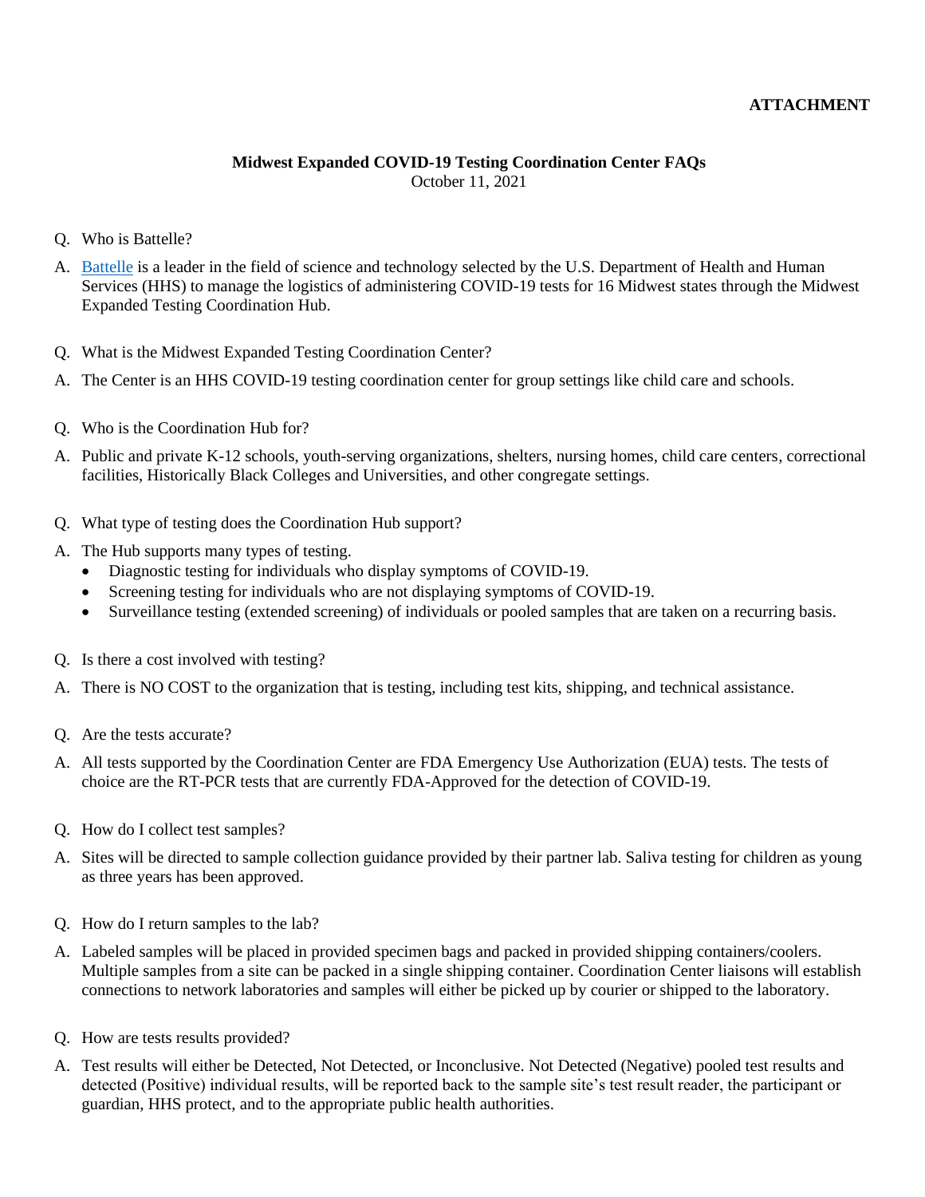**ATTACHMENT**

**Midwest Expanded COVID-19 Testing Coordination Center FAQs**
October 11, 2021

Q. Who is Battelle?

A. [Battelle](Battelle) is a leader in the field of science and technology selected by the U.S. Department of Health and Human Services (HHS) to manage the logistics of administering COVID-19 tests for 16 Midwest states through the Midwest Expanded Testing Coordination Hub.

Q. What is the Midwest Expanded Testing Coordination Center?

A. The Center is an HHS COVID-19 testing coordination center for group settings like child care and schools.

Q. Who is the Coordination Hub for?

A. Public and private K-12 schools, youth-serving organizations, shelters, nursing homes, child care centers, correctional facilities, Historically Black Colleges and Universities, and other congregate settings.

Q. What type of testing does the Coordination Hub support?

A. The Hub supports many types of testing.
- Diagnostic testing for individuals who display symptoms of COVID-19.
- Screening testing for individuals who are not displaying symptoms of COVID-19.
- Surveillance testing (extended screening) of individuals or pooled samples that are taken on a recurring basis.

Q. Is there a cost involved with testing?

A. There is NO COST to the organization that is testing, including test kits, shipping, and technical assistance.

Q. Are the tests accurate?

A. All tests supported by the Coordination Center are FDA Emergency Use Authorization (EUA) tests. The tests of choice are the RT-PCR tests that are currently FDA-Approved for the detection of COVID-19.

Q. How do I collect test samples?

A. Sites will be directed to sample collection guidance provided by their partner lab. Saliva testing for children as young as three years has been approved.

Q. How do I return samples to the lab?

A. Labeled samples will be placed in provided specimen bags and packed in provided shipping containers/coolers. Multiple samples from a site can be packed in a single shipping container. Coordination Center liaisons will establish connections to network laboratories and samples will either be picked up by courier or shipped to the laboratory.

Q. How are tests results provided?

A. Test results will either be Detected, Not Detected, or Inconclusive. Not Detected (Negative) pooled test results and detected (Positive) individual results, will be reported back to the sample site's test result reader, the participant or guardian, HHS protect, and to the appropriate public health authorities.